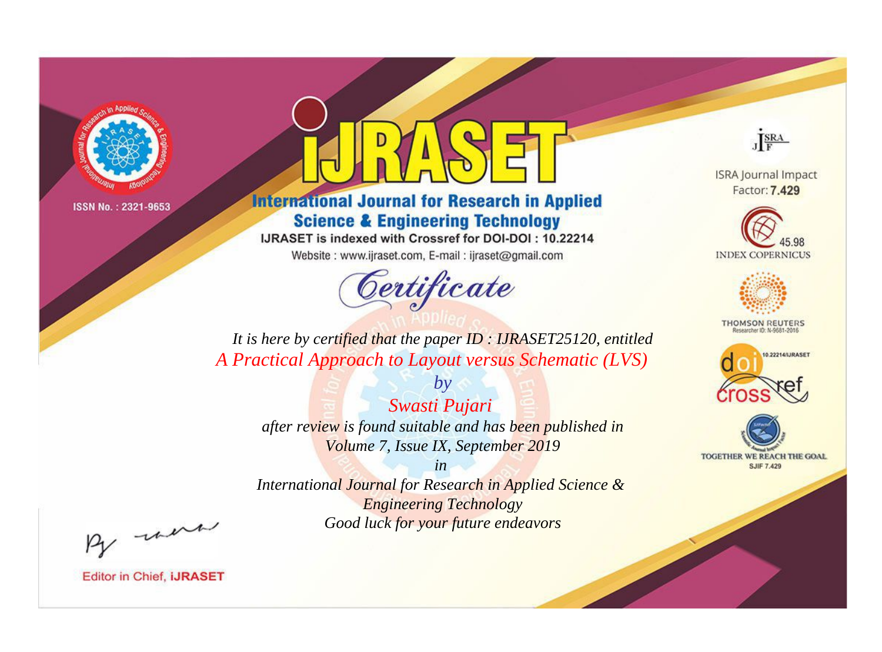ISSN No. : 2321-9653

# IJRASET

## International Journal for Research in Applied Science & Engineering Technology

IJRASET is indexed with Crossref for DOI-DOI : 10.22214

Website : www.ijraset.com, E-mail : ijraset@gmail.com

ISRA Journal Impact Factor: **7.429**

45.98 INDEX COPERNICUS

THOMSON REUTERS Researcher ID: N-9681-2016

10.22214/IJRASET

TOGETHER WE REACH THE GOAL SJIF 7.429

# *Certificate*

*It is here by certified that the paper ID : IJRASET25120, entitled*

*A Practical Approach to Layout versus Schematic (LVS)*

*by*

*Swasti Pujari*

*after review is found suitable and has been published in*

*Volume 7, Issue IX, September 2019*

*in*

*International Journal for Research in Applied Science & Engineering Technology*

*Good luck for your future endeavors*

Editor in Chief, **iJRASET**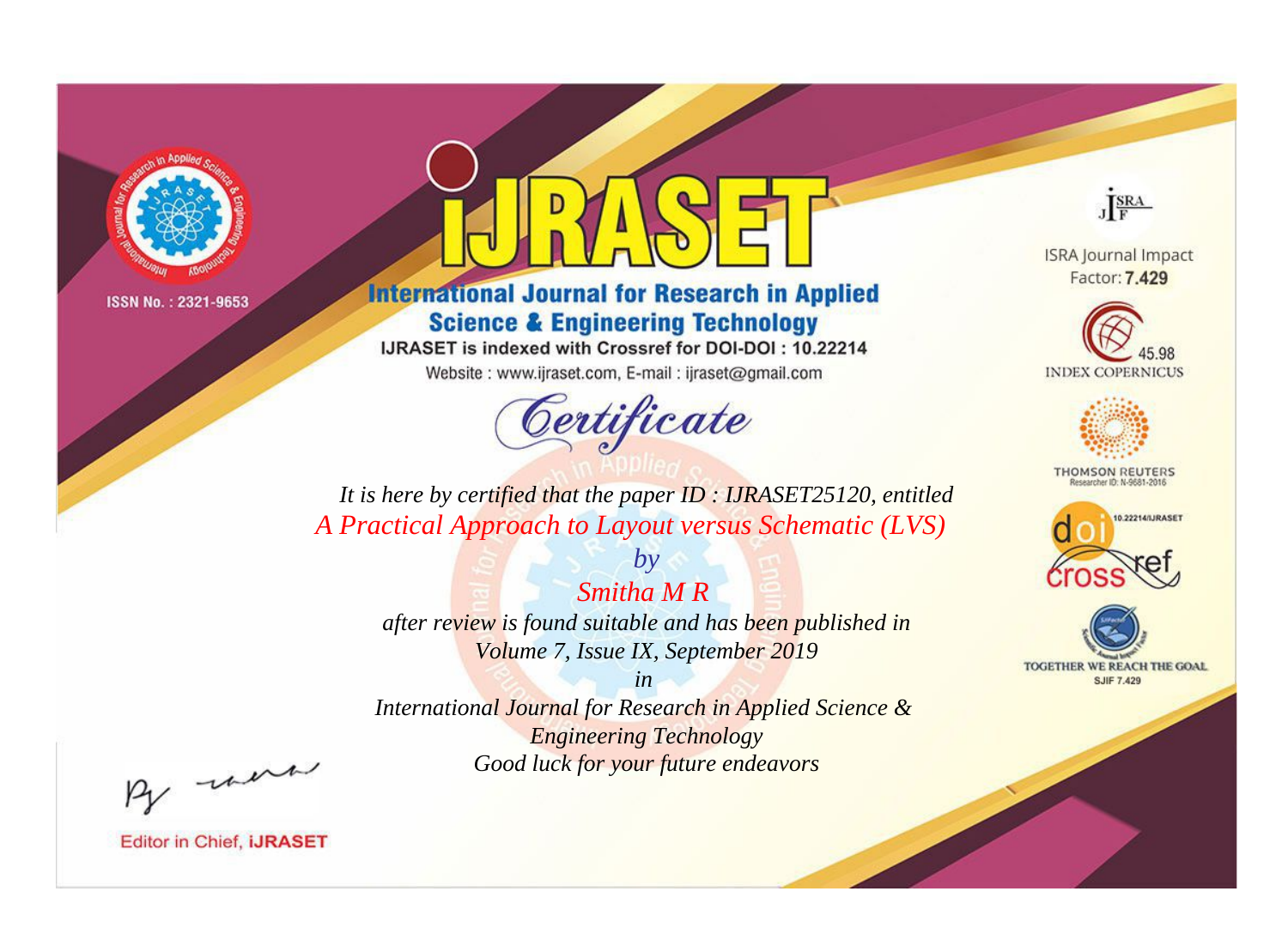ISSN No. : 2321-9653

# iJRASET

## International Journal for Research in Applied Science & Engineering Technology

IJRASET is indexed with Crossref for DOI-DOI : 10.22214

Website : www.ijraset.com, E-mail : ijraset@gmail.com

# *Certificate*

*It is here by certified that the paper ID : IJRASET25120, entitled*

*A Practical Approach to Layout versus Schematic (LVS)*

*by*

*Smitha M R*

*after review is found suitable and has been published in*

*Volume 7, Issue IX, September 2019*

*in*

*International Journal for Research in Applied Science & Engineering Technology*

*Good luck for your future endeavors*

ISRA Journal Impact Factor: **7.429**

45.98 INDEX COPERNICUS

THOMSON REUTERS Researcher ID: N-9681-2016

10.22214/IJRASET

TOGETHER WE REACH THE GOAL SJIF 7.429

Editor in Chief, **iJRASET**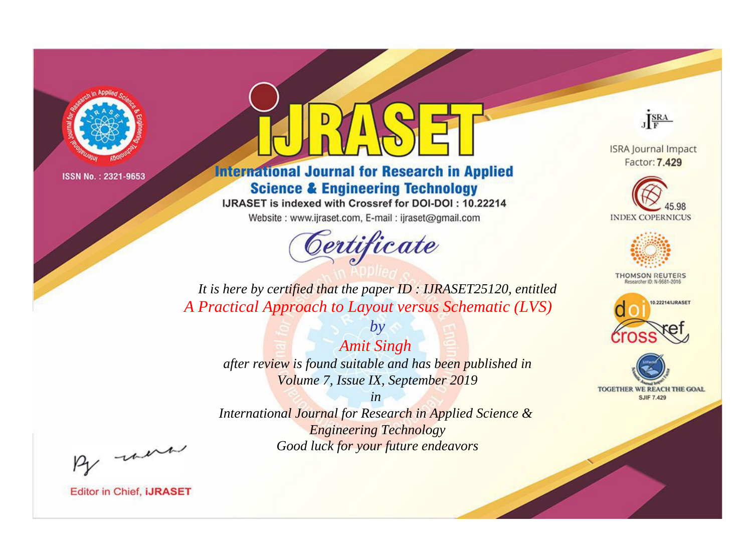ISSN No. : 2321-9653

# IJRASET

## International Journal for Research in Applied Science & Engineering Technology

IJRASET is indexed with Crossref for DOI-DOI : 10.22214

Website : www.ijraset.com, E-mail : ijraset@gmail.com

ISRA Journal Impact Factor: **7.429**

45.98 INDEX COPERNICUS

THOMSON REUTERS Researcher ID: N-9681-2016

10.22214/IJRASET

TOGETHER WE REACH THE GOAL SJIF 7.429

# *Certificate*

*It is here by certified that the paper ID : IJRASET25120, entitled*

*A Practical Approach to Layout versus Schematic (LVS)*

*by*

*Amit Singh*

*after review is found suitable and has been published in*

*Volume 7, Issue IX, September 2019*

*in*

*International Journal for Research in Applied Science & Engineering Technology*

*Good luck for your future endeavors*

Editor in Chief, **iJRASET**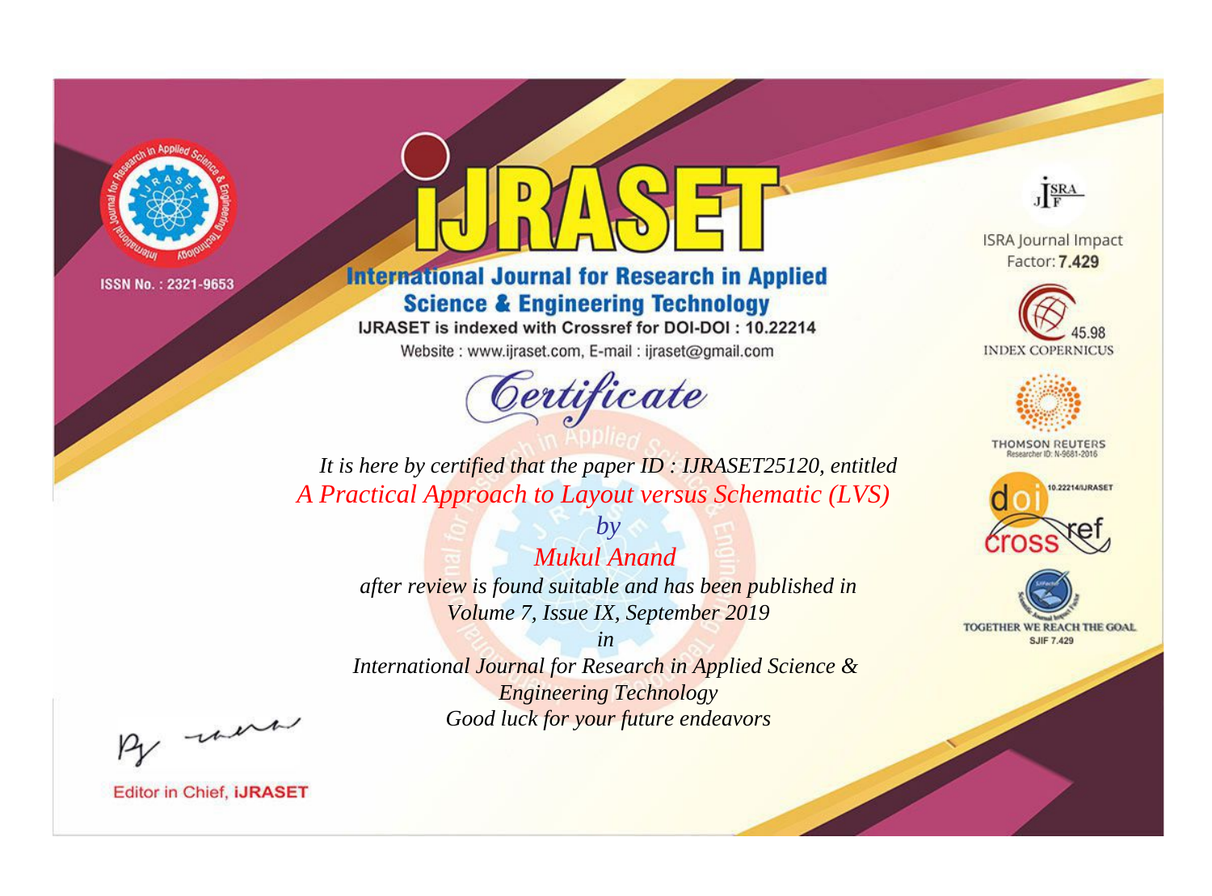ISSN No. : 2321-9653

# IJRASET

## International Journal for Research in Applied Science & Engineering Technology

IJRASET is indexed with Crossref for DOI-DOI : 10.22214

Website : www.ijraset.com, E-mail : ijraset@gmail.com

*Certificate*

*It is here by certified that the paper ID : IJRASET25120, entitled*

*A Practical Approach to Layout versus Schematic (LVS)*

*by*

*Mukul Anand*

*after review is found suitable and has been published in*

*Volume 7, Issue IX, September 2019*

*in*

*International Journal for Research in Applied Science & Engineering Technology*

*Good luck for your future endeavors*

ISRA Journal Impact Factor: **7.429**

45.98 INDEX COPERNICUS

THOMSON REUTERS Researcher ID: N-9681-2016

10.22214/IJRASET

TOGETHER WE REACH THE GOAL SJIF 7.429

Editor in Chief, **iJRASET**